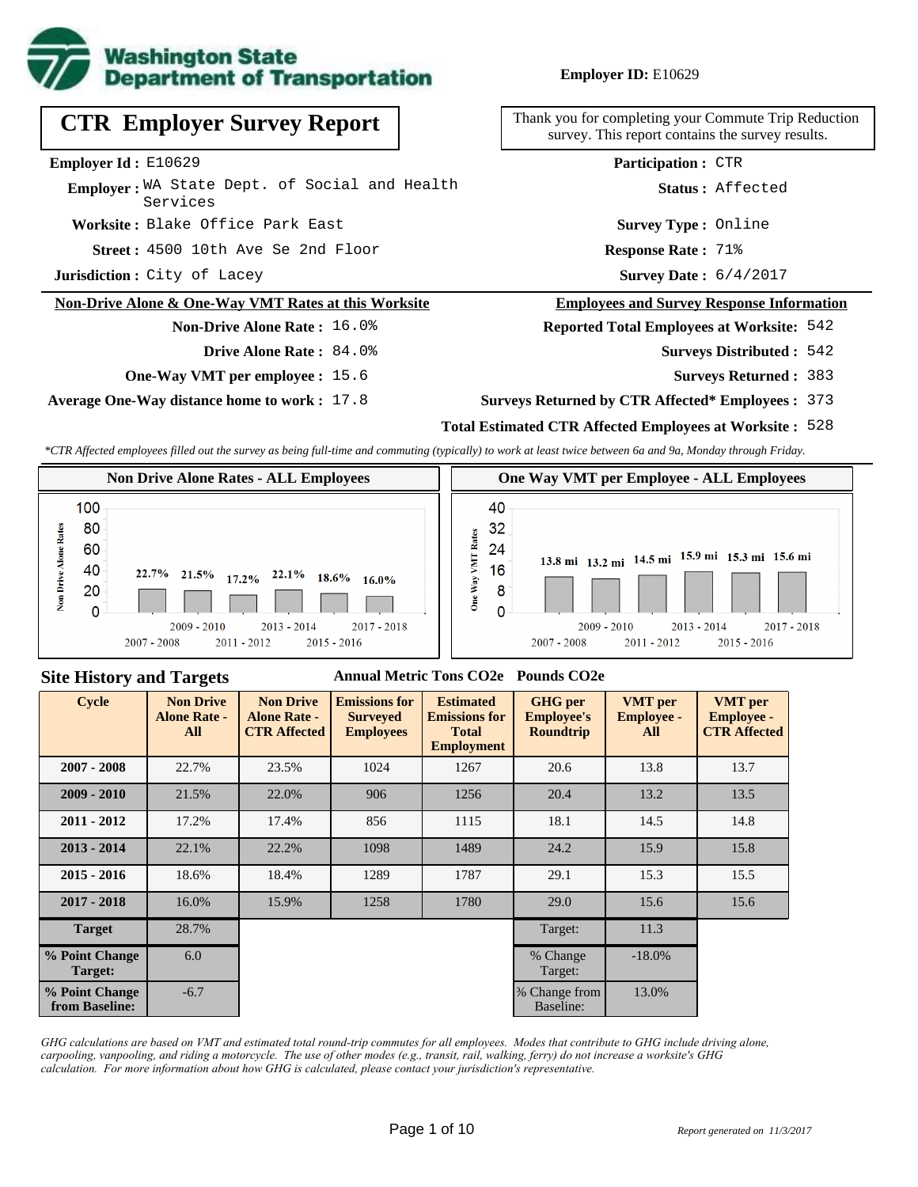Washington State Department of Transportation

**Employer ID:** E10629

# CTR Employer Survey Report

Thank you for completing your Commute Trip Reduction survey. This report contains the survey results.

**Employer Id :** E10629

**Employer :** WA State Dept. of Social and Health Services

**Worksite :** Blake Office Park East

**Street :** 4500 10th Ave Se 2nd Floor

**Jurisdiction :** City of Lacey

**Participation :** CTR

**Status :** Affected

**Survey Type :** Online

**Response Rate :** 71%

**Survey Date :** 6/4/2017

## Non-Drive Alone & One-Way VMT Rates at this Worksite

**Non-Drive Alone Rate :** 16.0%

**Drive Alone Rate :** 84.0%

**One-Way VMT per employee :** 15.6

**Average One-Way distance home to work :** 17.8

## Employees and Survey Response Information

**Reported Total Employees at Worksite:** 542

**Surveys Distributed :** 542

**Surveys Returned :** 383

**Surveys Returned by CTR Affected\* Employees :** 373

**Total Estimated CTR Affected Employees at Worksite :** 528

*\*CTR Affected employees filled out the survey as being full-time and commuting (typically) to work at least twice between 6a and 9a, Monday through Friday.*

**Non Drive Alone Rates - ALL Employees**

| Cycle | Non Drive Alone Rate |
|---|---|
| 2007 - 2008 | 22.7% |
| 2009 - 2010 | 21.5% |
| 2011 - 2012 | 17.2% |
| 2013 - 2014 | 22.1% |
| 2015 - 2016 | 18.6% |
| 2017 - 2018 | 16.0% |

**One Way VMT per Employee - ALL Employees**

| Cycle | One Way VMT |
|---|---|
| 2007 - 2008 | 13.8 mi |
| 2009 - 2010 | 13.2 mi |
| 2011 - 2012 | 14.5 mi |
| 2013 - 2014 | 15.9 mi |
| 2015 - 2016 | 15.3 mi |
| 2017 - 2018 | 15.6 mi |

## Site History and Targets

Annual Metric Tons CO2e — Pounds CO2e

| Cycle | Non Drive Alone Rate - All | Non Drive Alone Rate - CTR Affected | Emissions for Surveyed Employees | Estimated Emissions for Total Employment | GHG per Employee's Roundtrip | VMT per Employee - All | VMT per Employee - CTR Affected |
|---|---|---|---|---|---|---|---|
| 2007 - 2008 | 22.7% | 23.5% | 1024 | 1267 | 20.6 | 13.8 | 13.7 |
| 2009 - 2010 | 21.5% | 22.0% | 906 | 1256 | 20.4 | 13.2 | 13.5 |
| 2011 - 2012 | 17.2% | 17.4% | 856 | 1115 | 18.1 | 14.5 | 14.8 |
| 2013 - 2014 | 22.1% | 22.2% | 1098 | 1489 | 24.2 | 15.9 | 15.8 |
| 2015 - 2016 | 18.6% | 18.4% | 1289 | 1787 | 29.1 | 15.3 | 15.5 |
| 2017 - 2018 | 16.0% | 15.9% | 1258 | 1780 | 29.0 | 15.6 | 15.6 |
| Target | 28.7% | | | | Target: | 11.3 | |
| % Point Change Target: | 6.0 | | | | % Change Target: | -18.0% | |
| % Point Change from Baseline: | -6.7 | | | | % Change from Baseline: | 13.0% | |

*GHG calculations are based on VMT and estimated total round-trip commutes for all employees. Modes that contribute to GHG include driving alone, carpooling, vanpooling, and riding a motorcycle. The use of other modes (e.g., transit, rail, walking, ferry) do not increase a worksite's GHG calculation. For more information about how GHG is calculated, please contact your jurisdiction's representative.*

*Report generated on 11/3/2017*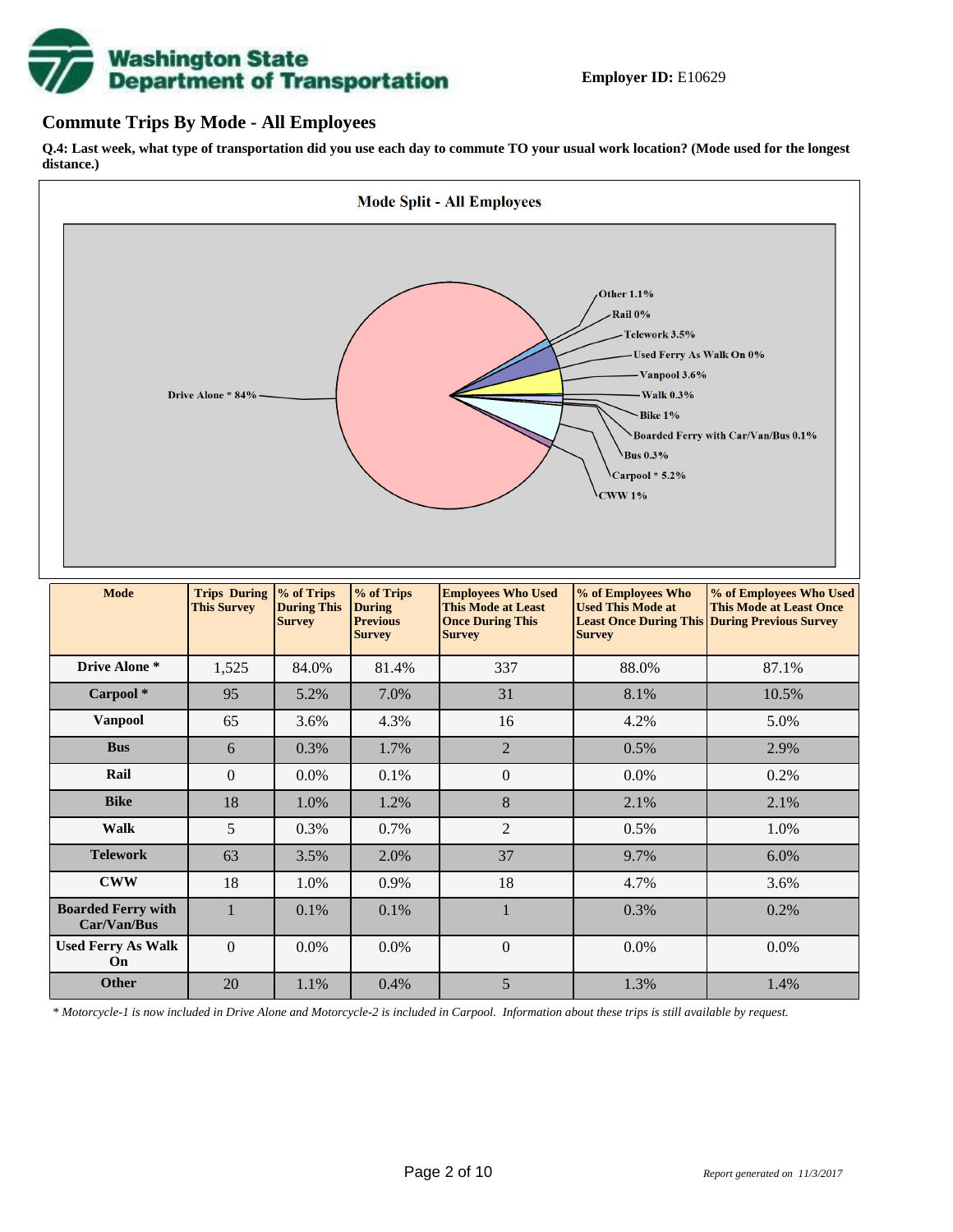**Employer ID:** E10629

## Commute Trips By Mode - All Employees

**Q.4: Last week, what type of transportation did you use each day to commute TO your usual work location? (Mode used for the longest distance.)**

**Mode Split - All Employees**

Drive Alone * 84%
Other 1.1%
Rail 0%
Telework 3.5%
Used Ferry As Walk On 0%
Vanpool 3.6%
Walk 0.3%
Bike 1%
Boarded Ferry with Car/Van/Bus 0.1%
Bus 0.3%
Carpool * 5.2%
CWW 1%

| Mode | Trips During This Survey | % of Trips During This Survey | % of Trips During Previous Survey | Employees Who Used This Mode at Least Once During This Survey | % of Employees Who Used This Mode at Least Once During This Survey | % of Employees Who Used This Mode at Least Once During Previous Survey |
|---|---|---|---|---|---|---|
| Drive Alone * | 1,525 | 84.0% | 81.4% | 337 | 88.0% | 87.1% |
| Carpool * | 95 | 5.2% | 7.0% | 31 | 8.1% | 10.5% |
| Vanpool | 65 | 3.6% | 4.3% | 16 | 4.2% | 5.0% |
| Bus | 6 | 0.3% | 1.7% | 2 | 0.5% | 2.9% |
| Rail | 0 | 0.0% | 0.1% | 0 | 0.0% | 0.2% |
| Bike | 18 | 1.0% | 1.2% | 8 | 2.1% | 2.1% |
| Walk | 5 | 0.3% | 0.7% | 2 | 0.5% | 1.0% |
| Telework | 63 | 3.5% | 2.0% | 37 | 9.7% | 6.0% |
| CWW | 18 | 1.0% | 0.9% | 18 | 4.7% | 3.6% |
| Boarded Ferry with Car/Van/Bus | 1 | 0.1% | 0.1% | 1 | 0.3% | 0.2% |
| Used Ferry As Walk On | 0 | 0.0% | 0.0% | 0 | 0.0% | 0.0% |
| Other | 20 | 1.1% | 0.4% | 5 | 1.3% | 1.4% |

*\* Motorcycle-1 is now included in Drive Alone and Motorcycle-2 is included in Carpool. Information about these trips is still available by request.*

*Report generated on 11/3/2017*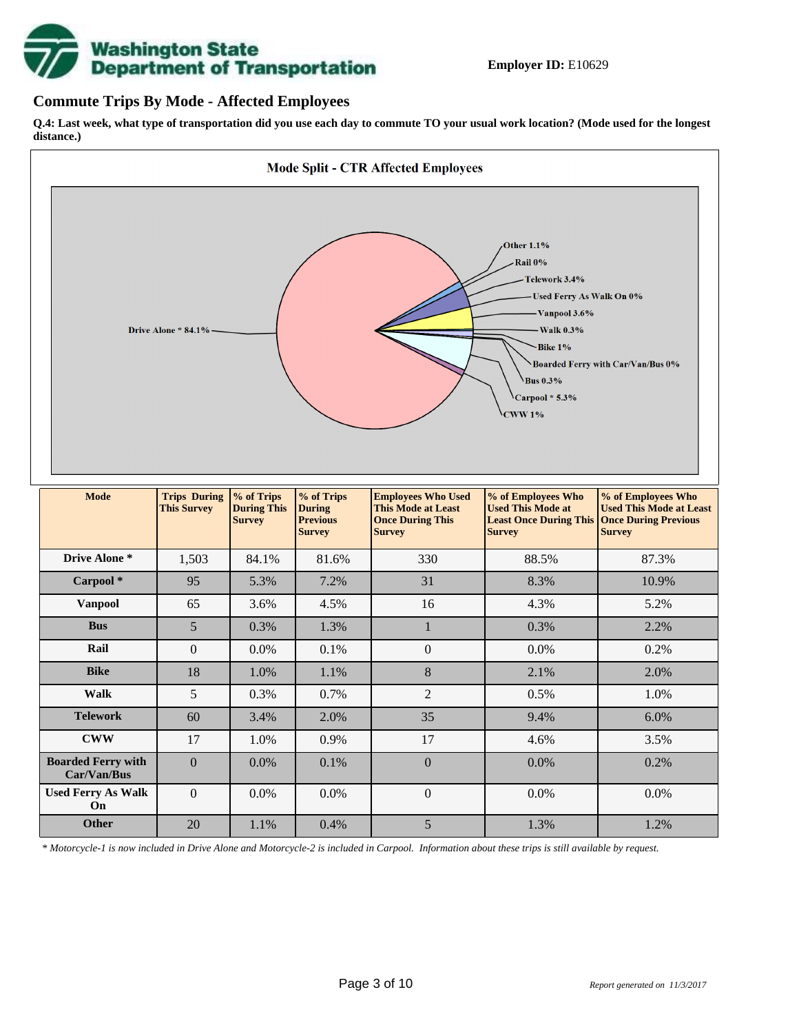Employer ID: E10629

## Commute Trips By Mode - Affected Employees

**Q.4: Last week, what type of transportation did you use each day to commute TO your usual work location? (Mode used for the longest distance.)**

**Mode Split - CTR Affected Employees**

Other 1.1%
Rail 0%
Telework 3.4%
Used Ferry As Walk On 0%
Vanpool 3.6%
Walk 0.3%
Bike 1%
Boarded Ferry with Car/Van/Bus 0%
Bus 0.3%
Carpool * 5.3%
CWW 1%
Drive Alone * 84.1%

| Mode | Trips During This Survey | % of Trips During This Survey | % of Trips During Previous Survey | Employees Who Used This Mode at Least Once During This Survey | % of Employees Who Used This Mode at Least Once During This Survey | % of Employees Who Used This Mode at Least Once During Previous Survey |
|---|---|---|---|---|---|---|
| Drive Alone * | 1,503 | 84.1% | 81.6% | 330 | 88.5% | 87.3% |
| Carpool * | 95 | 5.3% | 7.2% | 31 | 8.3% | 10.9% |
| Vanpool | 65 | 3.6% | 4.5% | 16 | 4.3% | 5.2% |
| Bus | 5 | 0.3% | 1.3% | 1 | 0.3% | 2.2% |
| Rail | 0 | 0.0% | 0.1% | 0 | 0.0% | 0.2% |
| Bike | 18 | 1.0% | 1.1% | 8 | 2.1% | 2.0% |
| Walk | 5 | 0.3% | 0.7% | 2 | 0.5% | 1.0% |
| Telework | 60 | 3.4% | 2.0% | 35 | 9.4% | 6.0% |
| CWW | 17 | 1.0% | 0.9% | 17 | 4.6% | 3.5% |
| Boarded Ferry with Car/Van/Bus | 0 | 0.0% | 0.1% | 0 | 0.0% | 0.2% |
| Used Ferry As Walk On | 0 | 0.0% | 0.0% | 0 | 0.0% | 0.0% |
| Other | 20 | 1.1% | 0.4% | 5 | 1.3% | 1.2% |

*\* Motorcycle-1 is now included in Drive Alone and Motorcycle-2 is included in Carpool. Information about these trips is still available by request.*

*Report generated on 11/3/2017*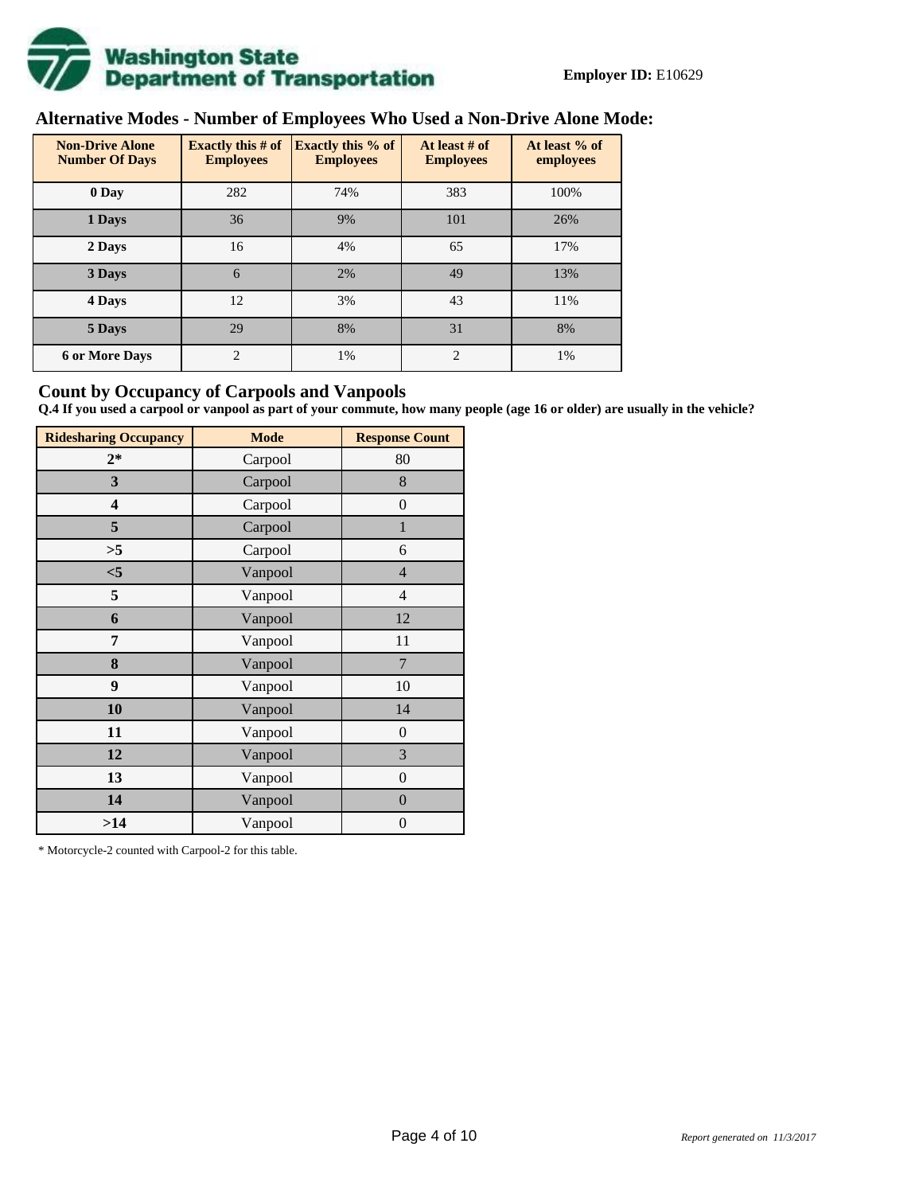**Employer ID:** E10629

## Alternative Modes - Number of Employees Who Used a Non-Drive Alone Mode:

| Non-Drive Alone Number Of Days | Exactly this # of Employees | Exactly this % of Employees | At least # of Employees | At least % of employees |
|---|---|---|---|---|
| 0 Day | 282 | 74% | 383 | 100% |
| 1 Days | 36 | 9% | 101 | 26% |
| 2 Days | 16 | 4% | 65 | 17% |
| 3 Days | 6 | 2% | 49 | 13% |
| 4 Days | 12 | 3% | 43 | 11% |
| 5 Days | 29 | 8% | 31 | 8% |
| 6 or More Days | 2 | 1% | 2 | 1% |

## Count by Occupancy of Carpools and Vanpools

**Q.4 If you used a carpool or vanpool as part of your commute, how many people (age 16 or older) are usually in the vehicle?**

| Ridesharing Occupancy | Mode | Response Count |
|---|---|---|
| 2* | Carpool | 80 |
| 3 | Carpool | 8 |
| 4 | Carpool | 0 |
| 5 | Carpool | 1 |
| >5 | Carpool | 6 |
| <5 | Vanpool | 4 |
| 5 | Vanpool | 4 |
| 6 | Vanpool | 12 |
| 7 | Vanpool | 11 |
| 8 | Vanpool | 7 |
| 9 | Vanpool | 10 |
| 10 | Vanpool | 14 |
| 11 | Vanpool | 0 |
| 12 | Vanpool | 3 |
| 13 | Vanpool | 0 |
| 14 | Vanpool | 0 |
| >14 | Vanpool | 0 |

* Motorcycle-2 counted with Carpool-2 for this table.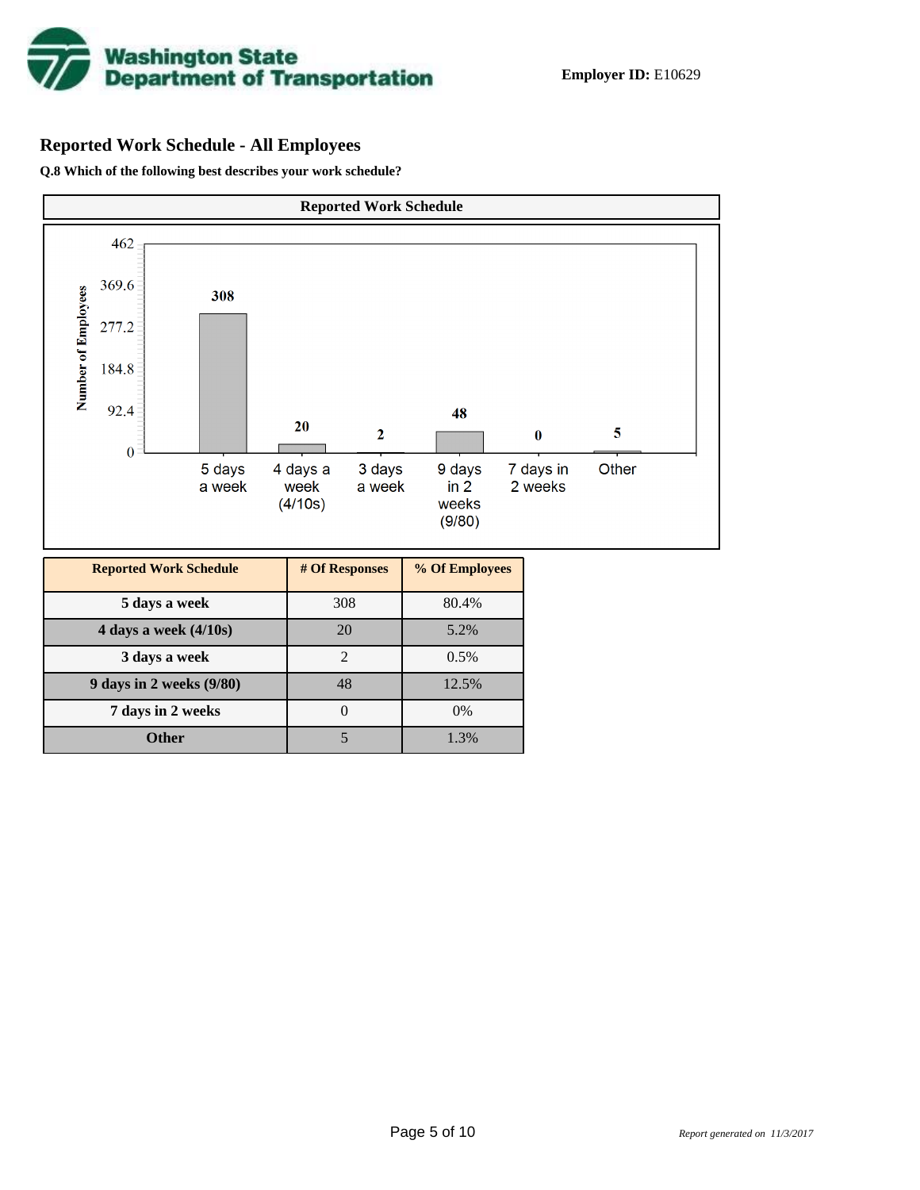Washington State Department of Transportation

**Employer ID:** E10629

## Reported Work Schedule - All Employees

**Q.8 Which of the following best describes your work schedule?**

| Reported Work Schedule | # Of Responses | % Of Employees |
|---|---|---|
| 5 days a week | 308 | 80.4% |
| 4 days a week (4/10s) | 20 | 5.2% |
| 3 days a week | 2 | 0.5% |
| 9 days in 2 weeks (9/80) | 48 | 12.5% |
| 7 days in 2 weeks | 0 | 0% |
| Other | 5 | 1.3% |

*Report generated on 11/3/2017*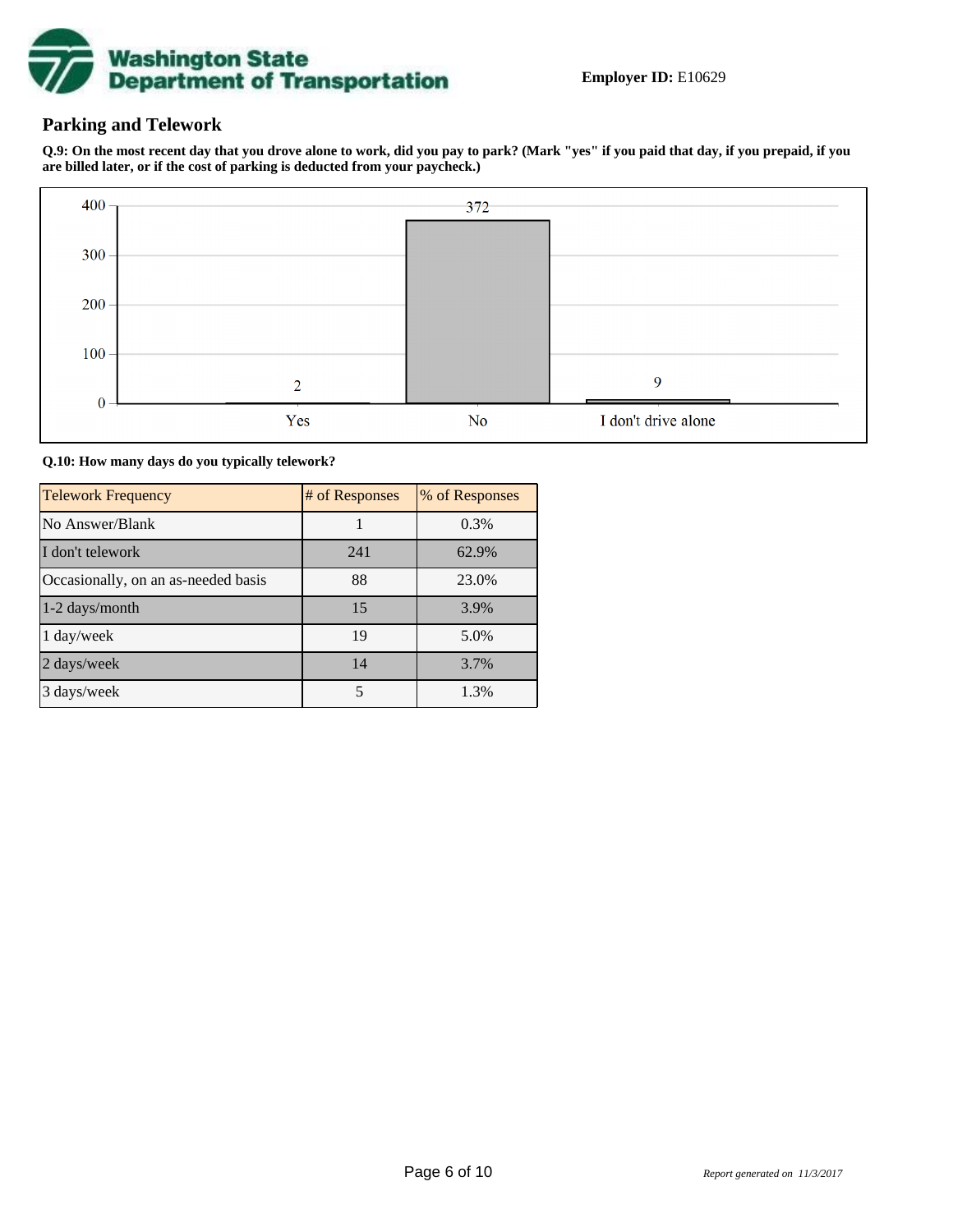Employer ID: E10629

## Parking and Telework

**Q.9: On the most recent day that you drove alone to work, did you pay to park? (Mark "yes" if you paid that day, if you prepaid, if you are billed later, or if the cost of parking is deducted from your paycheck.)**

| Response | Count |
|---|---|
| Yes | 2 |
| No | 372 |
| I don't drive alone | 9 |

**Q.10: How many days do you typically telework?**

| Telework Frequency | # of Responses | % of Responses |
|---|---|---|
| No Answer/Blank | 1 | 0.3% |
| I don't telework | 241 | 62.9% |
| Occasionally, on an as-needed basis | 88 | 23.0% |
| 1-2 days/month | 15 | 3.9% |
| 1 day/week | 19 | 5.0% |
| 2 days/week | 14 | 3.7% |
| 3 days/week | 5 | 1.3% |

*Report generated on 11/3/2017*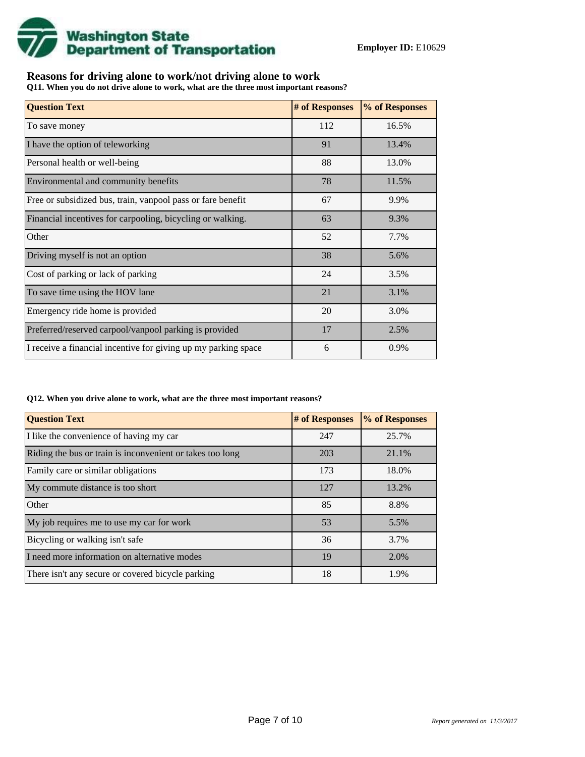**Employer ID:** E10629

## Reasons for driving alone to work/not driving alone to work

**Q11. When you do not drive alone to work, what are the three most important reasons?**

| Question Text | # of Responses | % of Responses |
|---|---|---|
| To save money | 112 | 16.5% |
| I have the option of teleworking | 91 | 13.4% |
| Personal health or well-being | 88 | 13.0% |
| Environmental and community benefits | 78 | 11.5% |
| Free or subsidized bus, train, vanpool pass or fare benefit | 67 | 9.9% |
| Financial incentives for carpooling, bicycling or walking. | 63 | 9.3% |
| Other | 52 | 7.7% |
| Driving myself is not an option | 38 | 5.6% |
| Cost of parking or lack of parking | 24 | 3.5% |
| To save time using the HOV lane | 21 | 3.1% |
| Emergency ride home is provided | 20 | 3.0% |
| Preferred/reserved carpool/vanpool parking is provided | 17 | 2.5% |
| I receive a financial incentive for giving up my parking space | 6 | 0.9% |

**Q12. When you drive alone to work, what are the three most important reasons?**

| Question Text | # of Responses | % of Responses |
|---|---|---|
| I like the convenience of having my car | 247 | 25.7% |
| Riding the bus or train is inconvenient or takes too long | 203 | 21.1% |
| Family care or similar obligations | 173 | 18.0% |
| My commute distance is too short | 127 | 13.2% |
| Other | 85 | 8.8% |
| My job requires me to use my car for work | 53 | 5.5% |
| Bicycling or walking isn't safe | 36 | 3.7% |
| I need more information on alternative modes | 19 | 2.0% |
| There isn't any secure or covered bicycle parking | 18 | 1.9% |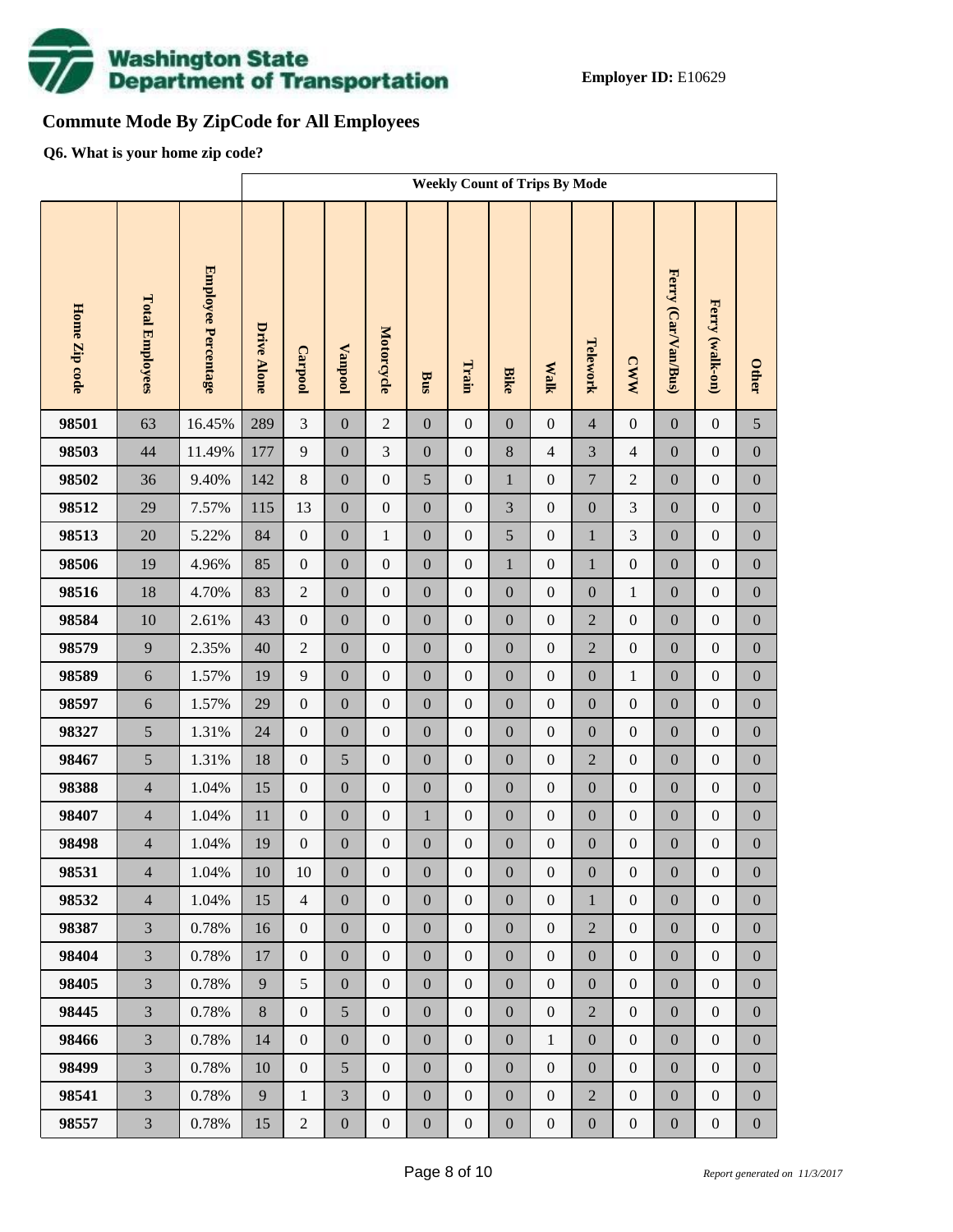**Employer ID:** E10629

## Commute Mode By ZipCode for All Employees

**Q6. What is your home zip code?**

| Home Zip code | Total Employees | Employee Percentage | Weekly Count of Trips By Mode | | | | | | | | | | | | |
|---|---|---|---|---|---|---|---|---|---|---|---|---|---|---|---|
| | | | Drive Alone | Carpool | Vanpool | Motorcycle | Bus | Train | Bike | Walk | Telework | CWW | Ferry (Car/Van/Bus) | Ferry (walk-on) | Other |
| **98501** | 63 | 16.45% | 289 | 3 | 0 | 2 | 0 | 0 | 0 | 0 | 4 | 0 | 0 | 0 | 5 |
| **98503** | 44 | 11.49% | 177 | 9 | 0 | 3 | 0 | 0 | 8 | 4 | 3 | 4 | 0 | 0 | 0 |
| **98502** | 36 | 9.40% | 142 | 8 | 0 | 0 | 5 | 0 | 1 | 0 | 7 | 2 | 0 | 0 | 0 |
| **98512** | 29 | 7.57% | 115 | 13 | 0 | 0 | 0 | 0 | 3 | 0 | 0 | 3 | 0 | 0 | 0 |
| **98513** | 20 | 5.22% | 84 | 0 | 0 | 1 | 0 | 0 | 5 | 0 | 1 | 3 | 0 | 0 | 0 |
| **98506** | 19 | 4.96% | 85 | 0 | 0 | 0 | 0 | 0 | 1 | 0 | 1 | 0 | 0 | 0 | 0 |
| **98516** | 18 | 4.70% | 83 | 2 | 0 | 0 | 0 | 0 | 0 | 0 | 0 | 1 | 0 | 0 | 0 |
| **98584** | 10 | 2.61% | 43 | 0 | 0 | 0 | 0 | 0 | 0 | 0 | 2 | 0 | 0 | 0 | 0 |
| **98579** | 9 | 2.35% | 40 | 2 | 0 | 0 | 0 | 0 | 0 | 0 | 2 | 0 | 0 | 0 | 0 |
| **98589** | 6 | 1.57% | 19 | 9 | 0 | 0 | 0 | 0 | 0 | 0 | 0 | 1 | 0 | 0 | 0 |
| **98597** | 6 | 1.57% | 29 | 0 | 0 | 0 | 0 | 0 | 0 | 0 | 0 | 0 | 0 | 0 | 0 |
| **98327** | 5 | 1.31% | 24 | 0 | 0 | 0 | 0 | 0 | 0 | 0 | 0 | 0 | 0 | 0 | 0 |
| **98467** | 5 | 1.31% | 18 | 0 | 5 | 0 | 0 | 0 | 0 | 0 | 2 | 0 | 0 | 0 | 0 |
| **98388** | 4 | 1.04% | 15 | 0 | 0 | 0 | 0 | 0 | 0 | 0 | 0 | 0 | 0 | 0 | 0 |
| **98407** | 4 | 1.04% | 11 | 0 | 0 | 0 | 1 | 0 | 0 | 0 | 0 | 0 | 0 | 0 | 0 |
| **98498** | 4 | 1.04% | 19 | 0 | 0 | 0 | 0 | 0 | 0 | 0 | 0 | 0 | 0 | 0 | 0 |
| **98531** | 4 | 1.04% | 10 | 10 | 0 | 0 | 0 | 0 | 0 | 0 | 0 | 0 | 0 | 0 | 0 |
| **98532** | 4 | 1.04% | 15 | 4 | 0 | 0 | 0 | 0 | 0 | 0 | 1 | 0 | 0 | 0 | 0 |
| **98387** | 3 | 0.78% | 16 | 0 | 0 | 0 | 0 | 0 | 0 | 0 | 2 | 0 | 0 | 0 | 0 |
| **98404** | 3 | 0.78% | 17 | 0 | 0 | 0 | 0 | 0 | 0 | 0 | 0 | 0 | 0 | 0 | 0 |
| **98405** | 3 | 0.78% | 9 | 5 | 0 | 0 | 0 | 0 | 0 | 0 | 0 | 0 | 0 | 0 | 0 |
| **98445** | 3 | 0.78% | 8 | 0 | 5 | 0 | 0 | 0 | 0 | 0 | 2 | 0 | 0 | 0 | 0 |
| **98466** | 3 | 0.78% | 14 | 0 | 0 | 0 | 0 | 0 | 0 | 1 | 0 | 0 | 0 | 0 | 0 |
| **98499** | 3 | 0.78% | 10 | 0 | 5 | 0 | 0 | 0 | 0 | 0 | 0 | 0 | 0 | 0 | 0 |
| **98541** | 3 | 0.78% | 9 | 1 | 3 | 0 | 0 | 0 | 0 | 0 | 2 | 0 | 0 | 0 | 0 |
| **98557** | 3 | 0.78% | 15 | 2 | 0 | 0 | 0 | 0 | 0 | 0 | 0 | 0 | 0 | 0 | 0 |

*Report generated on 11/3/2017*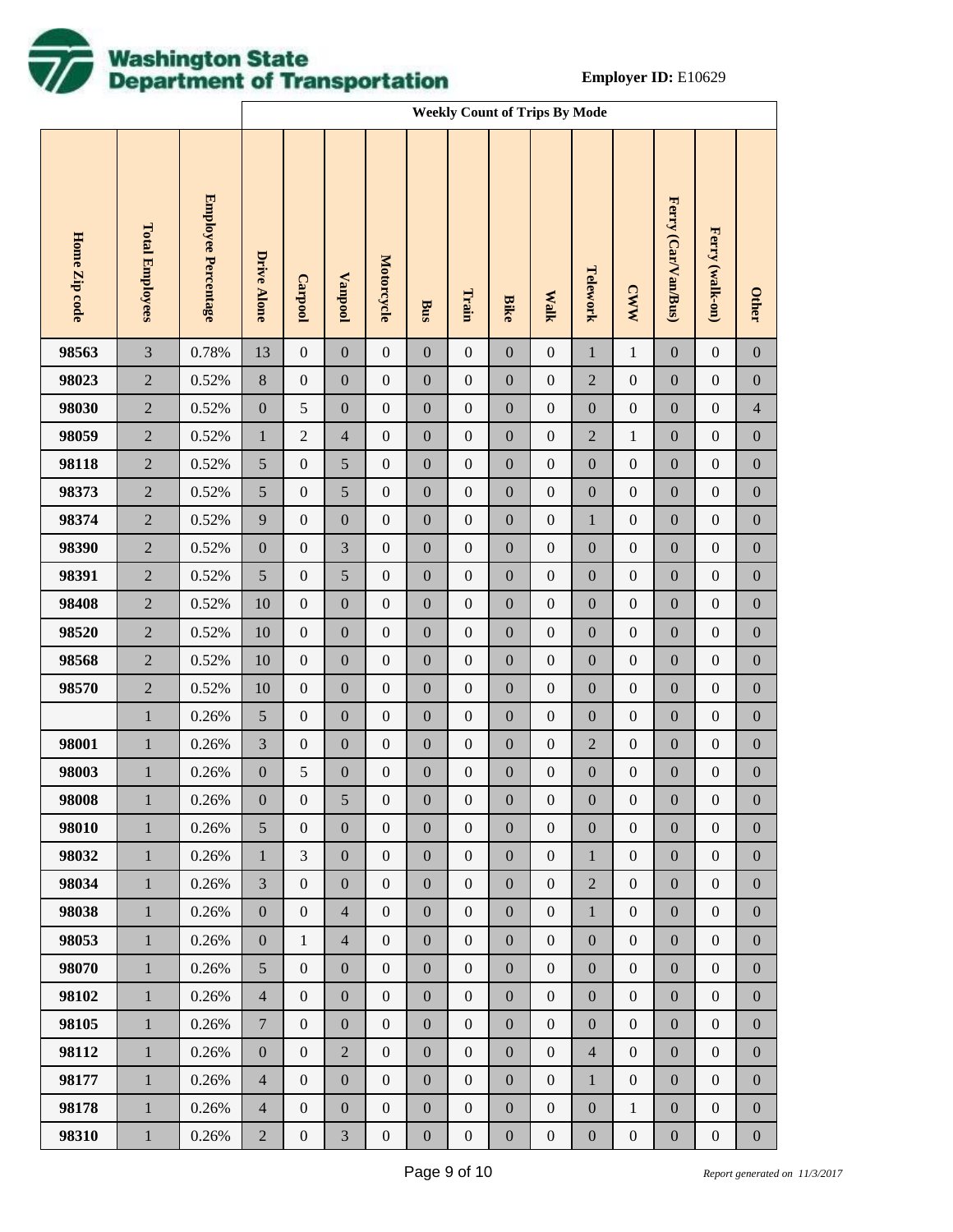# Washington State Department of Transportation

**Employer ID:** E10629

| Home Zip code | Total Employees | Employee Percentage | Weekly Count of Trips By Mode | | | | | | | | | | | | |
|---|---|---|---|---|---|---|---|---|---|---|---|---|---|---|---|
| | | | Drive Alone | Carpool | Vanpool | Motorcycle | Bus | Train | Bike | Walk | Telework | CWW | Ferry (Car/Van/Bus) | Ferry (walk-on) | Other |
| **98563** | 3 | 0.78% | 13 | 0 | 0 | 0 | 0 | 0 | 0 | 0 | 1 | 1 | 0 | 0 | 0 |
| **98023** | 2 | 0.52% | 8 | 0 | 0 | 0 | 0 | 0 | 0 | 0 | 2 | 0 | 0 | 0 | 0 |
| **98030** | 2 | 0.52% | 0 | 5 | 0 | 0 | 0 | 0 | 0 | 0 | 0 | 0 | 0 | 0 | 4 |
| **98059** | 2 | 0.52% | 1 | 2 | 4 | 0 | 0 | 0 | 0 | 0 | 2 | 1 | 0 | 0 | 0 |
| **98118** | 2 | 0.52% | 5 | 0 | 5 | 0 | 0 | 0 | 0 | 0 | 0 | 0 | 0 | 0 | 0 |
| **98373** | 2 | 0.52% | 5 | 0 | 5 | 0 | 0 | 0 | 0 | 0 | 0 | 0 | 0 | 0 | 0 |
| **98374** | 2 | 0.52% | 9 | 0 | 0 | 0 | 0 | 0 | 0 | 0 | 1 | 0 | 0 | 0 | 0 |
| **98390** | 2 | 0.52% | 0 | 0 | 3 | 0 | 0 | 0 | 0 | 0 | 0 | 0 | 0 | 0 | 0 |
| **98391** | 2 | 0.52% | 5 | 0 | 5 | 0 | 0 | 0 | 0 | 0 | 0 | 0 | 0 | 0 | 0 |
| **98408** | 2 | 0.52% | 10 | 0 | 0 | 0 | 0 | 0 | 0 | 0 | 0 | 0 | 0 | 0 | 0 |
| **98520** | 2 | 0.52% | 10 | 0 | 0 | 0 | 0 | 0 | 0 | 0 | 0 | 0 | 0 | 0 | 0 |
| **98568** | 2 | 0.52% | 10 | 0 | 0 | 0 | 0 | 0 | 0 | 0 | 0 | 0 | 0 | 0 | 0 |
| **98570** | 2 | 0.52% | 10 | 0 | 0 | 0 | 0 | 0 | 0 | 0 | 0 | 0 | 0 | 0 | 0 |
| | 1 | 0.26% | 5 | 0 | 0 | 0 | 0 | 0 | 0 | 0 | 0 | 0 | 0 | 0 | 0 |
| **98001** | 1 | 0.26% | 3 | 0 | 0 | 0 | 0 | 0 | 0 | 0 | 2 | 0 | 0 | 0 | 0 |
| **98003** | 1 | 0.26% | 0 | 5 | 0 | 0 | 0 | 0 | 0 | 0 | 0 | 0 | 0 | 0 | 0 |
| **98008** | 1 | 0.26% | 0 | 0 | 5 | 0 | 0 | 0 | 0 | 0 | 0 | 0 | 0 | 0 | 0 |
| **98010** | 1 | 0.26% | 5 | 0 | 0 | 0 | 0 | 0 | 0 | 0 | 0 | 0 | 0 | 0 | 0 |
| **98032** | 1 | 0.26% | 1 | 3 | 0 | 0 | 0 | 0 | 0 | 0 | 1 | 0 | 0 | 0 | 0 |
| **98034** | 1 | 0.26% | 3 | 0 | 0 | 0 | 0 | 0 | 0 | 0 | 2 | 0 | 0 | 0 | 0 |
| **98038** | 1 | 0.26% | 0 | 0 | 4 | 0 | 0 | 0 | 0 | 0 | 1 | 0 | 0 | 0 | 0 |
| **98053** | 1 | 0.26% | 0 | 1 | 4 | 0 | 0 | 0 | 0 | 0 | 0 | 0 | 0 | 0 | 0 |
| **98070** | 1 | 0.26% | 5 | 0 | 0 | 0 | 0 | 0 | 0 | 0 | 0 | 0 | 0 | 0 | 0 |
| **98102** | 1 | 0.26% | 4 | 0 | 0 | 0 | 0 | 0 | 0 | 0 | 0 | 0 | 0 | 0 | 0 |
| **98105** | 1 | 0.26% | 7 | 0 | 0 | 0 | 0 | 0 | 0 | 0 | 0 | 0 | 0 | 0 | 0 |
| **98112** | 1 | 0.26% | 0 | 0 | 2 | 0 | 0 | 0 | 0 | 0 | 4 | 0 | 0 | 0 | 0 |
| **98177** | 1 | 0.26% | 4 | 0 | 0 | 0 | 0 | 0 | 0 | 0 | 1 | 0 | 0 | 0 | 0 |
| **98178** | 1 | 0.26% | 4 | 0 | 0 | 0 | 0 | 0 | 0 | 0 | 0 | 1 | 0 | 0 | 0 |
| **98310** | 1 | 0.26% | 2 | 0 | 3 | 0 | 0 | 0 | 0 | 0 | 0 | 0 | 0 | 0 | 0 |

*Report generated on 11/3/2017*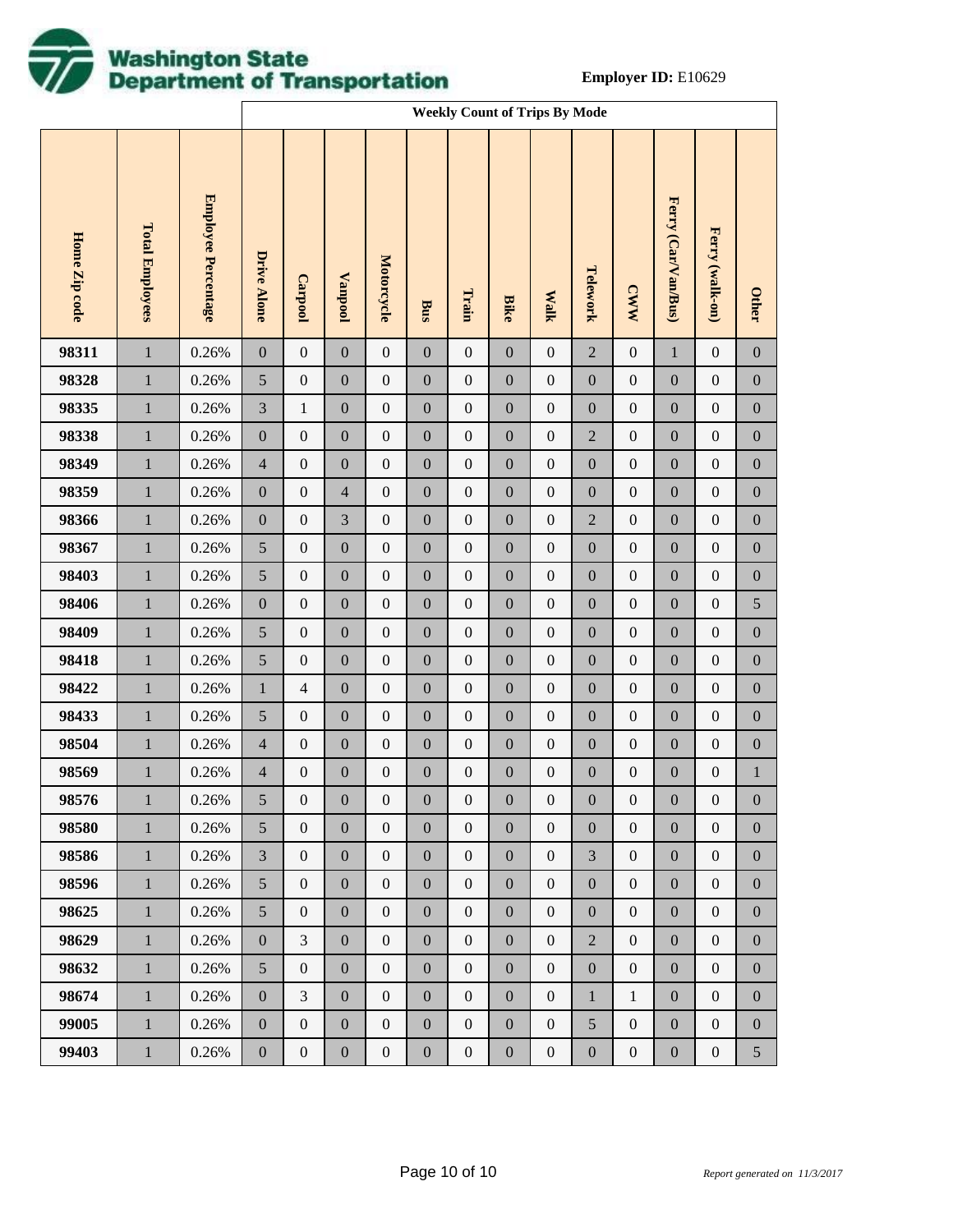**Washington State Department of Transportation**

**Employer ID:** E10629

| Home Zip code | Total Employees | Employee Percentage | Weekly Count of Trips By Mode | | | | | | | | | | | | |
|---|---|---|---|---|---|---|---|---|---|---|---|---|---|---|---|
| | | | Drive Alone | Carpool | Vanpool | Motorcycle | Bus | Train | Bike | Walk | Telework | CWW | Ferry (Car/Van/Bus) | Ferry (walk-on) | Other |
| 98311 | 1 | 0.26% | 0 | 0 | 0 | 0 | 0 | 0 | 0 | 0 | 2 | 0 | 1 | 0 | 0 |
| 98328 | 1 | 0.26% | 5 | 0 | 0 | 0 | 0 | 0 | 0 | 0 | 0 | 0 | 0 | 0 | 0 |
| 98335 | 1 | 0.26% | 3 | 1 | 0 | 0 | 0 | 0 | 0 | 0 | 0 | 0 | 0 | 0 | 0 |
| 98338 | 1 | 0.26% | 0 | 0 | 0 | 0 | 0 | 0 | 0 | 0 | 2 | 0 | 0 | 0 | 0 |
| 98349 | 1 | 0.26% | 4 | 0 | 0 | 0 | 0 | 0 | 0 | 0 | 0 | 0 | 0 | 0 | 0 |
| 98359 | 1 | 0.26% | 0 | 0 | 4 | 0 | 0 | 0 | 0 | 0 | 0 | 0 | 0 | 0 | 0 |
| 98366 | 1 | 0.26% | 0 | 0 | 3 | 0 | 0 | 0 | 0 | 0 | 2 | 0 | 0 | 0 | 0 |
| 98367 | 1 | 0.26% | 5 | 0 | 0 | 0 | 0 | 0 | 0 | 0 | 0 | 0 | 0 | 0 | 0 |
| 98403 | 1 | 0.26% | 5 | 0 | 0 | 0 | 0 | 0 | 0 | 0 | 0 | 0 | 0 | 0 | 0 |
| 98406 | 1 | 0.26% | 0 | 0 | 0 | 0 | 0 | 0 | 0 | 0 | 0 | 0 | 0 | 0 | 5 |
| 98409 | 1 | 0.26% | 5 | 0 | 0 | 0 | 0 | 0 | 0 | 0 | 0 | 0 | 0 | 0 | 0 |
| 98418 | 1 | 0.26% | 5 | 0 | 0 | 0 | 0 | 0 | 0 | 0 | 0 | 0 | 0 | 0 | 0 |
| 98422 | 1 | 0.26% | 1 | 4 | 0 | 0 | 0 | 0 | 0 | 0 | 0 | 0 | 0 | 0 | 0 |
| 98433 | 1 | 0.26% | 5 | 0 | 0 | 0 | 0 | 0 | 0 | 0 | 0 | 0 | 0 | 0 | 0 |
| 98504 | 1 | 0.26% | 4 | 0 | 0 | 0 | 0 | 0 | 0 | 0 | 0 | 0 | 0 | 0 | 0 |
| 98569 | 1 | 0.26% | 4 | 0 | 0 | 0 | 0 | 0 | 0 | 0 | 0 | 0 | 0 | 0 | 1 |
| 98576 | 1 | 0.26% | 5 | 0 | 0 | 0 | 0 | 0 | 0 | 0 | 0 | 0 | 0 | 0 | 0 |
| 98580 | 1 | 0.26% | 5 | 0 | 0 | 0 | 0 | 0 | 0 | 0 | 0 | 0 | 0 | 0 | 0 |
| 98586 | 1 | 0.26% | 3 | 0 | 0 | 0 | 0 | 0 | 0 | 0 | 3 | 0 | 0 | 0 | 0 |
| 98596 | 1 | 0.26% | 5 | 0 | 0 | 0 | 0 | 0 | 0 | 0 | 0 | 0 | 0 | 0 | 0 |
| 98625 | 1 | 0.26% | 5 | 0 | 0 | 0 | 0 | 0 | 0 | 0 | 0 | 0 | 0 | 0 | 0 |
| 98629 | 1 | 0.26% | 0 | 3 | 0 | 0 | 0 | 0 | 0 | 0 | 2 | 0 | 0 | 0 | 0 |
| 98632 | 1 | 0.26% | 5 | 0 | 0 | 0 | 0 | 0 | 0 | 0 | 0 | 0 | 0 | 0 | 0 |
| 98674 | 1 | 0.26% | 0 | 3 | 0 | 0 | 0 | 0 | 0 | 0 | 1 | 1 | 0 | 0 | 0 |
| 99005 | 1 | 0.26% | 0 | 0 | 0 | 0 | 0 | 0 | 0 | 0 | 5 | 0 | 0 | 0 | 0 |
| 99403 | 1 | 0.26% | 0 | 0 | 0 | 0 | 0 | 0 | 0 | 0 | 0 | 0 | 0 | 0 | 5 |

*Report generated on 11/3/2017*